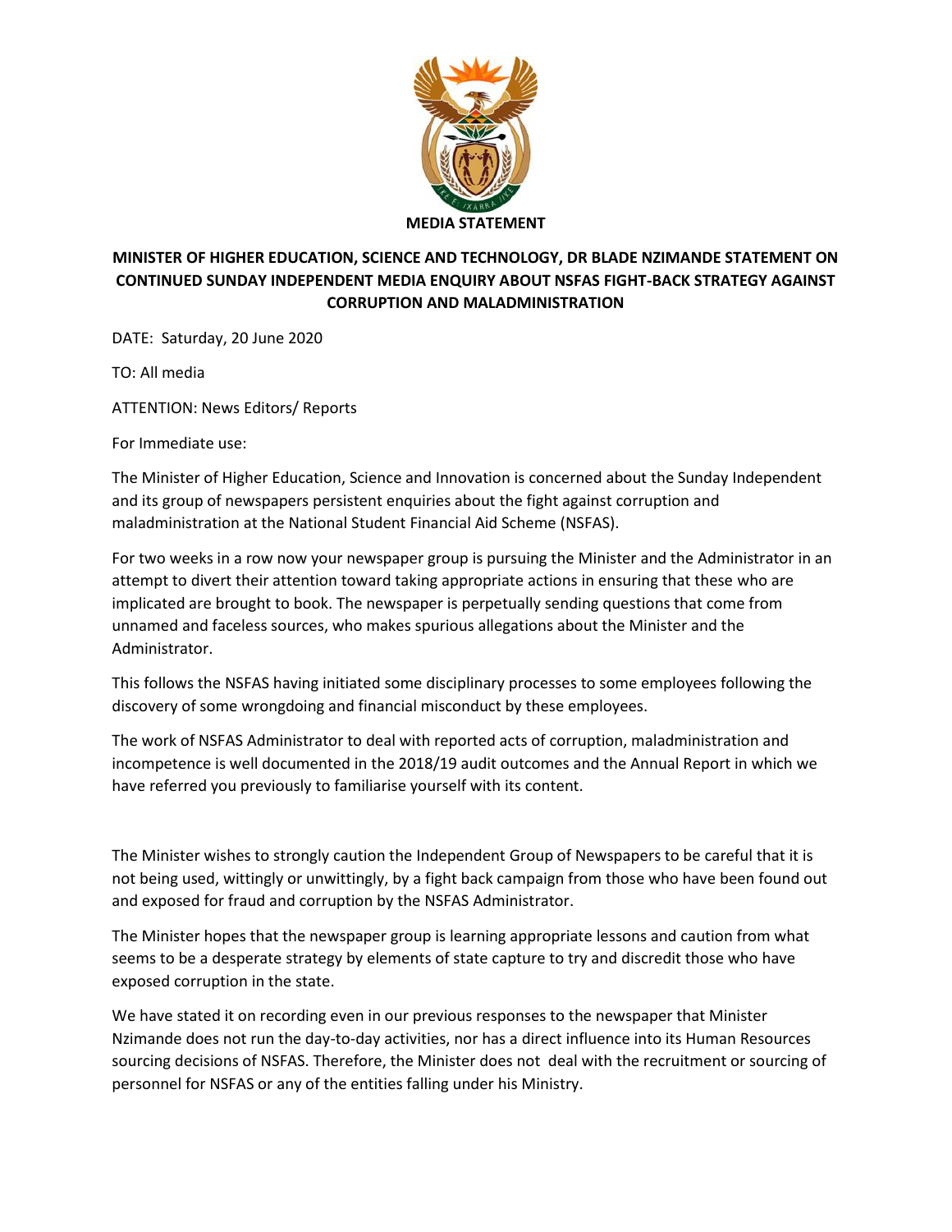**MEDIA STATEMENT**

# MINISTER OF HIGHER EDUCATION, SCIENCE AND TECHNOLOGY, DR BLADE NZIMANDE STATEMENT ON CONTINUED SUNDAY INDEPENDENT MEDIA ENQUIRY ABOUT NSFAS FIGHT-BACK STRATEGY AGAINST CORRUPTION AND MALADMINISTRATION

DATE: Saturday, 20 June 2020

TO: All media

ATTENTION: News Editors/ Reports

For Immediate use:

The Minister of Higher Education, Science and Innovation is concerned about the Sunday Independent and its group of newspapers persistent enquiries about the fight against corruption and maladministration at the National Student Financial Aid Scheme (NSFAS).

For two weeks in a row now your newspaper group is pursuing the Minister and the Administrator in an attempt to divert their attention toward taking appropriate actions in ensuring that these who are implicated are brought to book. The newspaper is perpetually sending questions that come from unnamed and faceless sources, who makes spurious allegations about the Minister and the Administrator.

This follows the NSFAS having initiated some disciplinary processes to some employees following the discovery of some wrongdoing and financial misconduct by these employees.

The work of NSFAS Administrator to deal with reported acts of corruption, maladministration and incompetence is well documented in the 2018/19 audit outcomes and the Annual Report in which we have referred you previously to familiarise yourself with its content.

The Minister wishes to strongly caution the Independent Group of Newspapers to be careful that it is not being used, wittingly or unwittingly, by a fight back campaign from those who have been found out and exposed for fraud and corruption by the NSFAS Administrator.

The Minister hopes that the newspaper group is learning appropriate lessons and caution from what seems to be a desperate strategy by elements of state capture to try and discredit those who have exposed corruption in the state.

We have stated it on recording even in our previous responses to the newspaper that Minister Nzimande does not run the day-to-day activities, nor has a direct influence into its Human Resources sourcing decisions of NSFAS. Therefore, the Minister does not deal with the recruitment or sourcing of personnel for NSFAS or any of the entities falling under his Ministry.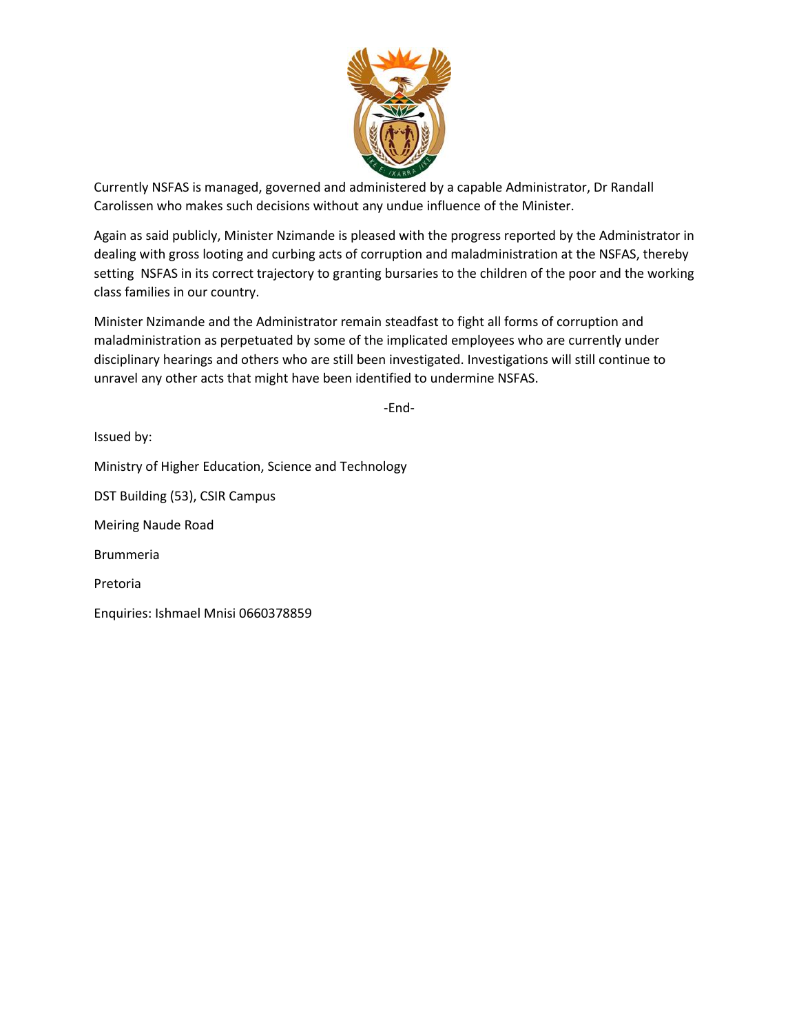Currently NSFAS is managed, governed and administered by a capable Administrator, Dr Randall Carolissen who makes such decisions without any undue influence of the Minister.

Again as said publicly, Minister Nzimande is pleased with the progress reported by the Administrator in dealing with gross looting and curbing acts of corruption and maladministration at the NSFAS, thereby setting NSFAS in its correct trajectory to granting bursaries to the children of the poor and the working class families in our country.

Minister Nzimande and the Administrator remain steadfast to fight all forms of corruption and maladministration as perpetuated by some of the implicated employees who are currently under disciplinary hearings and others who are still been investigated. Investigations will still continue to unravel any other acts that might have been identified to undermine NSFAS.

-End-

Issued by:

Ministry of Higher Education, Science and Technology

DST Building (53), CSIR Campus

Meiring Naude Road

Brummeria

Pretoria

Enquiries: Ishmael Mnisi 0660378859